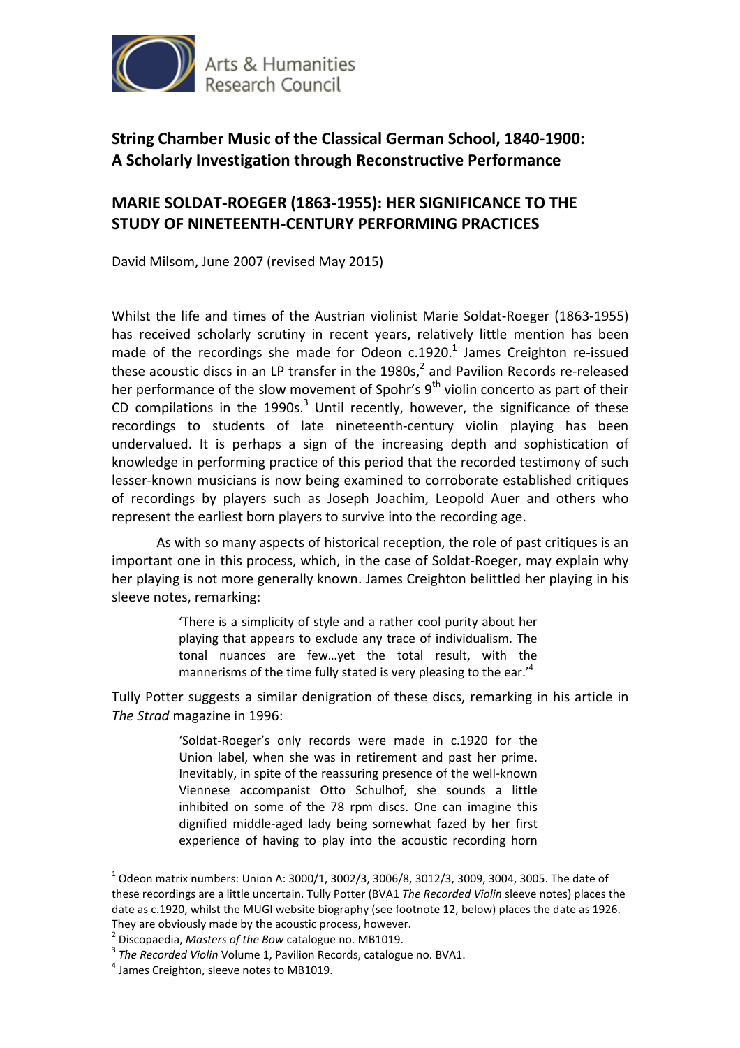Arts & Humanities Research Council

## String Chamber Music of the Classical German School, 1840-1900: A Scholarly Investigation through Reconstructive Performance

## MARIE SOLDAT-ROEGER (1863-1955): HER SIGNIFICANCE TO THE STUDY OF NINETEENTH-CENTURY PERFORMING PRACTICES

David Milsom, June 2007 (revised May 2015)

Whilst the life and times of the Austrian violinist Marie Soldat-Roeger (1863-1955) has received scholarly scrutiny in recent years, relatively little mention has been made of the recordings she made for Odeon c.1920.[1] James Creighton re-issued these acoustic discs in an LP transfer in the 1980s,[2] and Pavilion Records re-released her performance of the slow movement of Spohr's 9$^{th}$ violin concerto as part of their CD compilations in the 1990s.[3] Until recently, however, the significance of these recordings to students of late nineteenth-century violin playing has been undervalued. It is perhaps a sign of the increasing depth and sophistication of knowledge in performing practice of this period that the recorded testimony of such lesser-known musicians is now being examined to corroborate established critiques of recordings by players such as Joseph Joachim, Leopold Auer and others who represent the earliest born players to survive into the recording age.

As with so many aspects of historical reception, the role of past critiques is an important one in this process, which, in the case of Soldat-Roeger, may explain why her playing is not more generally known. James Creighton belittled her playing in his sleeve notes, remarking:

> 'There is a simplicity of style and a rather cool purity about her playing that appears to exclude any trace of individualism. The tonal nuances are few…yet the total result, with the mannerisms of the time fully stated is very pleasing to the ear.'[4]

Tully Potter suggests a similar denigration of these discs, remarking in his article in *The Strad* magazine in 1996:

> 'Soldat-Roeger's only records were made in c.1920 for the Union label, when she was in retirement and past her prime. Inevitably, in spite of the reassuring presence of the well-known Viennese accompanist Otto Schulhof, she sounds a little inhibited on some of the 78 rpm discs. One can imagine this dignified middle-aged lady being somewhat fazed by her first experience of having to play into the acoustic recording horn

---

[1] Odeon matrix numbers: Union A: 3000/1, 3002/3, 3006/8, 3012/3, 3009, 3004, 3005. The date of these recordings are a little uncertain. Tully Potter (BVA1 *The Recorded Violin* sleeve notes) places the date as c.1920, whilst the MUGI website biography (see footnote 12, below) places the date as 1926. They are obviously made by the acoustic process, however.

[2] Discopaedia, *Masters of the Bow* catalogue no. MB1019.

[3] *The Recorded Violin* Volume 1, Pavilion Records, catalogue no. BVA1.

[4] James Creighton, sleeve notes to MB1019.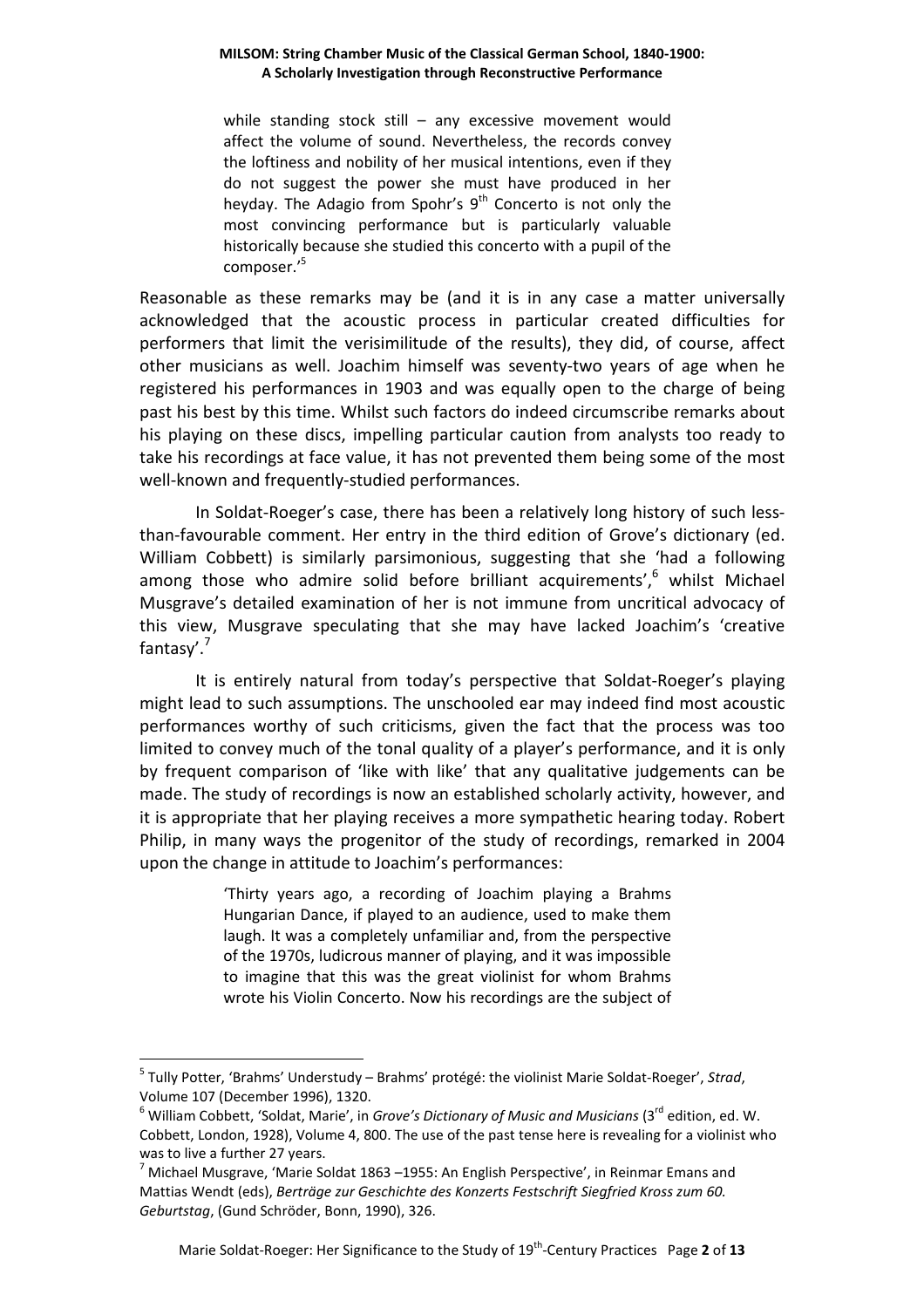> while standing stock still – any excessive movement would affect the volume of sound. Nevertheless, the records convey the loftiness and nobility of her musical intentions, even if they do not suggest the power she must have produced in her heyday. The Adagio from Spohr's 9th Concerto is not only the most convincing performance but is particularly valuable historically because she studied this concerto with a pupil of the composer.'[5]

Reasonable as these remarks may be (and it is in any case a matter universally acknowledged that the acoustic process in particular created difficulties for performers that limit the verisimilitude of the results), they did, of course, affect other musicians as well. Joachim himself was seventy-two years of age when he registered his performances in 1903 and was equally open to the charge of being past his best by this time. Whilst such factors do indeed circumscribe remarks about his playing on these discs, impelling particular caution from analysts too ready to take his recordings at face value, it has not prevented them being some of the most well-known and frequently-studied performances.

In Soldat-Roeger's case, there has been a relatively long history of such less-than-favourable comment. Her entry in the third edition of Grove's dictionary (ed. William Cobbett) is similarly parsimonious, suggesting that she 'had a following among those who admire solid before brilliant acquirements',[6] whilst Michael Musgrave's detailed examination of her is not immune from uncritical advocacy of this view, Musgrave speculating that she may have lacked Joachim's 'creative fantasy'.[7]

It is entirely natural from today's perspective that Soldat-Roeger's playing might lead to such assumptions. The unschooled ear may indeed find most acoustic performances worthy of such criticisms, given the fact that the process was too limited to convey much of the tonal quality of a player's performance, and it is only by frequent comparison of 'like with like' that any qualitative judgements can be made. The study of recordings is now an established scholarly activity, however, and it is appropriate that her playing receives a more sympathetic hearing today. Robert Philip, in many ways the progenitor of the study of recordings, remarked in 2004 upon the change in attitude to Joachim's performances:

> 'Thirty years ago, a recording of Joachim playing a Brahms Hungarian Dance, if played to an audience, used to make them laugh. It was a completely unfamiliar and, from the perspective of the 1970s, ludicrous manner of playing, and it was impossible to imagine that this was the great violinist for whom Brahms wrote his Violin Concerto. Now his recordings are the subject of

---

[5] Tully Potter, 'Brahms' Understudy – Brahms' protégé: the violinist Marie Soldat-Roeger', *Strad*, Volume 107 (December 1996), 1320.

[6] William Cobbett, 'Soldat, Marie', in *Grove's Dictionary of Music and Musicians* (3rd edition, ed. W. Cobbett, London, 1928), Volume 4, 800. The use of the past tense here is revealing for a violinist who was to live a further 27 years.

[7] Michael Musgrave, 'Marie Soldat 1863 –1955: An English Perspective', in Reinmar Emans and Mattias Wendt (eds), *Berträge zur Geschichte des Konzerts Festschrift Siegfried Kross zum 60. Geburtstag*, (Gund Schröder, Bonn, 1990), 326.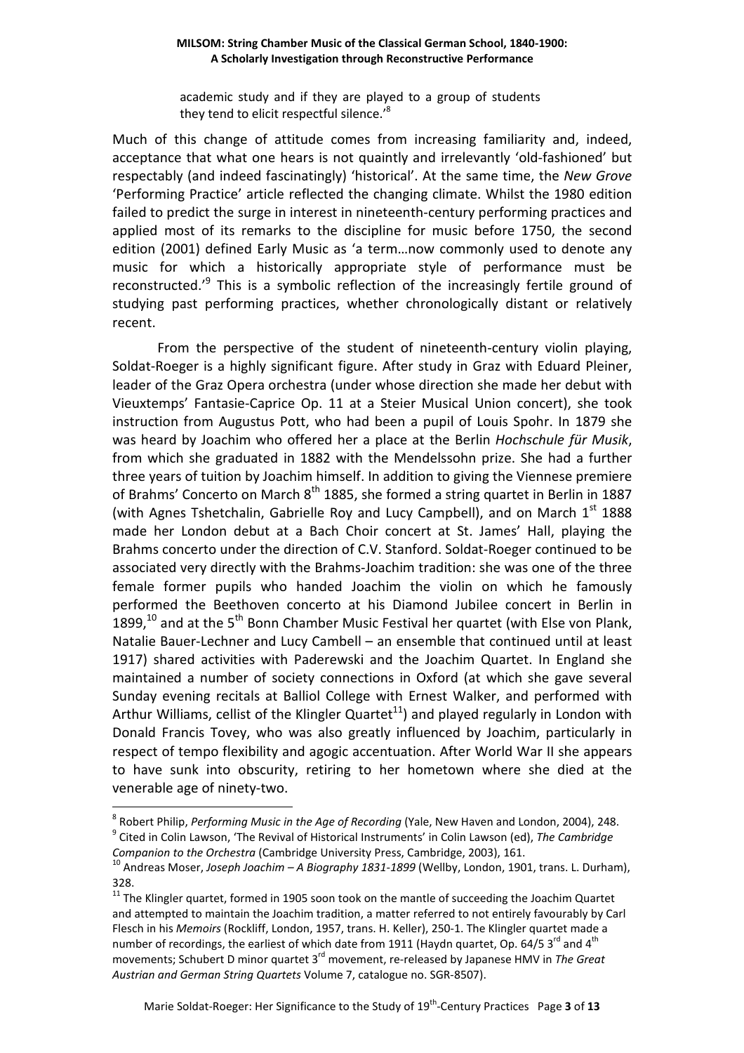> academic study and if they are played to a group of students they tend to elicit respectful silence.'[8]

Much of this change of attitude comes from increasing familiarity and, indeed, acceptance that what one hears is not quaintly and irrelevantly 'old-fashioned' but respectably (and indeed fascinatingly) 'historical'. At the same time, the *New Grove* 'Performing Practice' article reflected the changing climate. Whilst the 1980 edition failed to predict the surge in interest in nineteenth-century performing practices and applied most of its remarks to the discipline for music before 1750, the second edition (2001) defined Early Music as 'a term…now commonly used to denote any music for which a historically appropriate style of performance must be reconstructed.'[9] This is a symbolic reflection of the increasingly fertile ground of studying past performing practices, whether chronologically distant or relatively recent.

From the perspective of the student of nineteenth-century violin playing, Soldat-Roeger is a highly significant figure. After study in Graz with Eduard Pleiner, leader of the Graz Opera orchestra (under whose direction she made her debut with Vieuxtemps' Fantasie-Caprice Op. 11 at a Steier Musical Union concert), she took instruction from Augustus Pott, who had been a pupil of Louis Spohr. In 1879 she was heard by Joachim who offered her a place at the Berlin *Hochschule für Musik*, from which she graduated in 1882 with the Mendelssohn prize. She had a further three years of tuition by Joachim himself. In addition to giving the Viennese premiere of Brahms' Concerto on March 8th 1885, she formed a string quartet in Berlin in 1887 (with Agnes Tshetchalin, Gabrielle Roy and Lucy Campbell), and on March 1st 1888 made her London debut at a Bach Choir concert at St. James' Hall, playing the Brahms concerto under the direction of C.V. Stanford. Soldat-Roeger continued to be associated very directly with the Brahms-Joachim tradition: she was one of the three female former pupils who handed Joachim the violin on which he famously performed the Beethoven concerto at his Diamond Jubilee concert in Berlin in 1899,[10] and at the 5th Bonn Chamber Music Festival her quartet (with Else von Plank, Natalie Bauer-Lechner and Lucy Cambell – an ensemble that continued until at least 1917) shared activities with Paderewski and the Joachim Quartet. In England she maintained a number of society connections in Oxford (at which she gave several Sunday evening recitals at Balliol College with Ernest Walker, and performed with Arthur Williams, cellist of the Klingler Quartet[11]) and played regularly in London with Donald Francis Tovey, who was also greatly influenced by Joachim, particularly in respect of tempo flexibility and agogic accentuation. After World War II she appears to have sunk into obscurity, retiring to her hometown where she died at the venerable age of ninety-two.

---

[8] Robert Philip, *Performing Music in the Age of Recording* (Yale, New Haven and London, 2004), 248.

[9] Cited in Colin Lawson, 'The Revival of Historical Instruments' in Colin Lawson (ed), *The Cambridge Companion to the Orchestra* (Cambridge University Press, Cambridge, 2003), 161.

[10] Andreas Moser, *Joseph Joachim – A Biography 1831-1899* (Wellby, London, 1901, trans. L. Durham), 328.

[11] The Klingler quartet, formed in 1905 soon took on the mantle of succeeding the Joachim Quartet and attempted to maintain the Joachim tradition, a matter referred to not entirely favourably by Carl Flesch in his *Memoirs* (Rockliff, London, 1957, trans. H. Keller), 250-1. The Klingler quartet made a number of recordings, the earliest of which date from 1911 (Haydn quartet, Op. 64/5 3rd and 4th movements; Schubert D minor quartet 3rd movement, re-released by Japanese HMV in *The Great Austrian and German String Quartets* Volume 7, catalogue no. SGR-8507).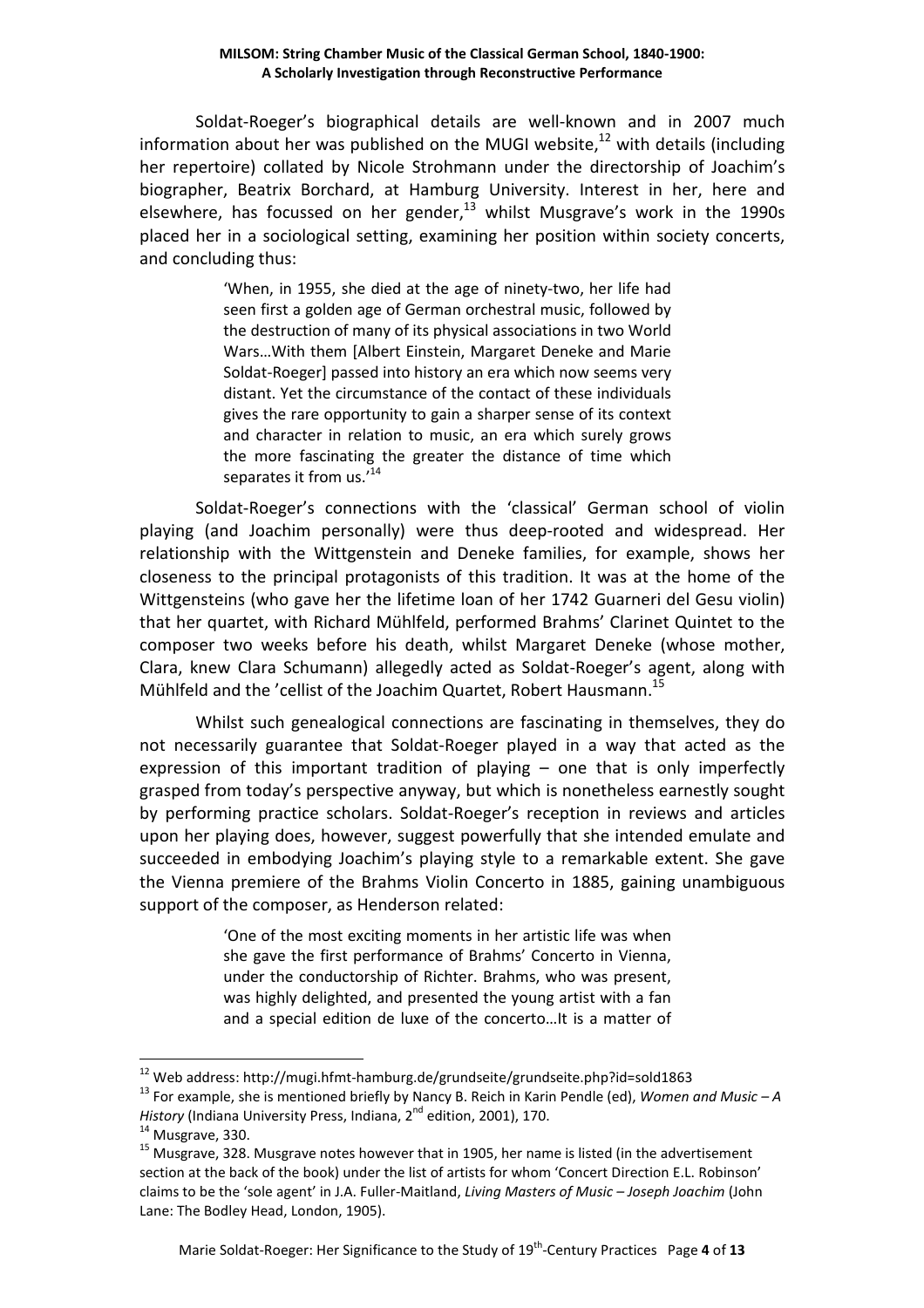Soldat-Roeger's biographical details are well-known and in 2007 much information about her was published on the MUGI website,[12] with details (including her repertoire) collated by Nicole Strohmann under the directorship of Joachim's biographer, Beatrix Borchard, at Hamburg University. Interest in her, here and elsewhere, has focussed on her gender,[13] whilst Musgrave's work in the 1990s placed her in a sociological setting, examining her position within society concerts, and concluding thus:

> 'When, in 1955, she died at the age of ninety-two, her life had seen first a golden age of German orchestral music, followed by the destruction of many of its physical associations in two World Wars…With them [Albert Einstein, Margaret Deneke and Marie Soldat-Roeger] passed into history an era which now seems very distant. Yet the circumstance of the contact of these individuals gives the rare opportunity to gain a sharper sense of its context and character in relation to music, an era which surely grows the more fascinating the greater the distance of time which separates it from us.'[14]

Soldat-Roeger's connections with the 'classical' German school of violin playing (and Joachim personally) were thus deep-rooted and widespread. Her relationship with the Wittgenstein and Deneke families, for example, shows her closeness to the principal protagonists of this tradition. It was at the home of the Wittgensteins (who gave her the lifetime loan of her 1742 Guarneri del Gesu violin) that her quartet, with Richard Mühlfeld, performed Brahms' Clarinet Quintet to the composer two weeks before his death, whilst Margaret Deneke (whose mother, Clara, knew Clara Schumann) allegedly acted as Soldat-Roeger's agent, along with Mühlfeld and the 'cellist of the Joachim Quartet, Robert Hausmann.[15]

Whilst such genealogical connections are fascinating in themselves, they do not necessarily guarantee that Soldat-Roeger played in a way that acted as the expression of this important tradition of playing – one that is only imperfectly grasped from today's perspective anyway, but which is nonetheless earnestly sought by performing practice scholars. Soldat-Roeger's reception in reviews and articles upon her playing does, however, suggest powerfully that she intended emulate and succeeded in embodying Joachim's playing style to a remarkable extent. She gave the Vienna premiere of the Brahms Violin Concerto in 1885, gaining unambiguous support of the composer, as Henderson related:

> 'One of the most exciting moments in her artistic life was when she gave the first performance of Brahms' Concerto in Vienna, under the conductorship of Richter. Brahms, who was present, was highly delighted, and presented the young artist with a fan and a special edition de luxe of the concerto…It is a matter of

---

[12] Web address: http://mugi.hfmt-hamburg.de/grundseite/grundseite.php?id=sold1863

[13] For example, she is mentioned briefly by Nancy B. Reich in Karin Pendle (ed), *Women and Music – A History* (Indiana University Press, Indiana, 2nd edition, 2001), 170.

[14] Musgrave, 330.

[15] Musgrave, 328. Musgrave notes however that in 1905, her name is listed (in the advertisement section at the back of the book) under the list of artists for whom 'Concert Direction E.L. Robinson' claims to be the 'sole agent' in J.A. Fuller-Maitland, *Living Masters of Music – Joseph Joachim* (John Lane: The Bodley Head, London, 1905).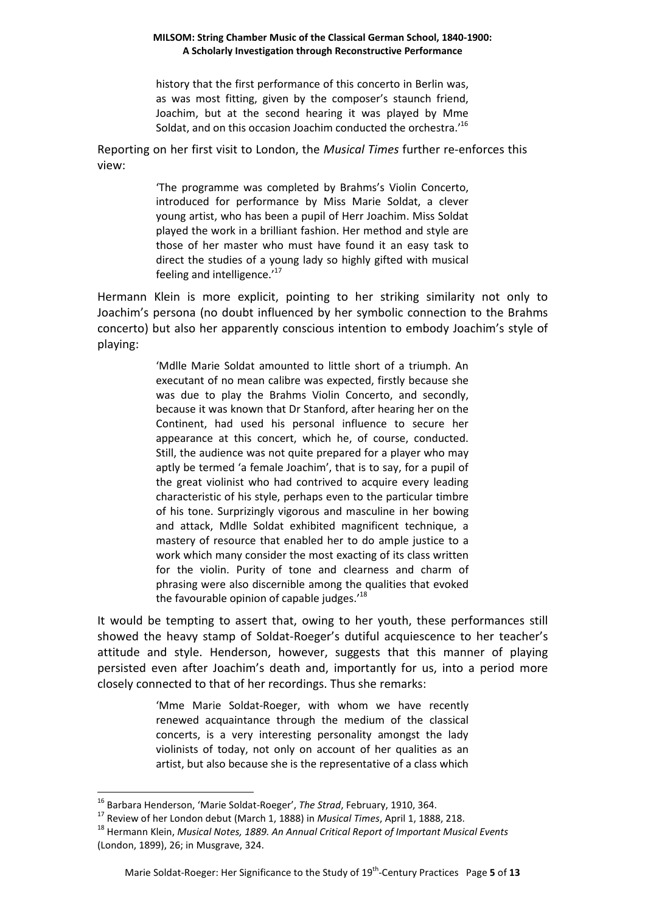> history that the first performance of this concerto in Berlin was, as was most fitting, given by the composer's staunch friend, Joachim, but at the second hearing it was played by Mme Soldat, and on this occasion Joachim conducted the orchestra.'[16]

Reporting on her first visit to London, the *Musical Times* further re-enforces this view:

> 'The programme was completed by Brahms's Violin Concerto, introduced for performance by Miss Marie Soldat, a clever young artist, who has been a pupil of Herr Joachim. Miss Soldat played the work in a brilliant fashion. Her method and style are those of her master who must have found it an easy task to direct the studies of a young lady so highly gifted with musical feeling and intelligence.'[17]

Hermann Klein is more explicit, pointing to her striking similarity not only to Joachim's persona (no doubt influenced by her symbolic connection to the Brahms concerto) but also her apparently conscious intention to embody Joachim's style of playing:

> 'Mdlle Marie Soldat amounted to little short of a triumph. An executant of no mean calibre was expected, firstly because she was due to play the Brahms Violin Concerto, and secondly, because it was known that Dr Stanford, after hearing her on the Continent, had used his personal influence to secure her appearance at this concert, which he, of course, conducted. Still, the audience was not quite prepared for a player who may aptly be termed 'a female Joachim', that is to say, for a pupil of the great violinist who had contrived to acquire every leading characteristic of his style, perhaps even to the particular timbre of his tone. Surprizingly vigorous and masculine in her bowing and attack, Mdlle Soldat exhibited magnificent technique, a mastery of resource that enabled her to do ample justice to a work which many consider the most exacting of its class written for the violin. Purity of tone and clearness and charm of phrasing were also discernible among the qualities that evoked the favourable opinion of capable judges.'[18]

It would be tempting to assert that, owing to her youth, these performances still showed the heavy stamp of Soldat-Roeger's dutiful acquiescence to her teacher's attitude and style. Henderson, however, suggests that this manner of playing persisted even after Joachim's death and, importantly for us, into a period more closely connected to that of her recordings. Thus she remarks:

> 'Mme Marie Soldat-Roeger, with whom we have recently renewed acquaintance through the medium of the classical concerts, is a very interesting personality amongst the lady violinists of today, not only on account of her qualities as an artist, but also because she is the representative of a class which

---

[16] Barbara Henderson, 'Marie Soldat-Roeger', *The Strad*, February, 1910, 364.

[17] Review of her London debut (March 1, 1888) in *Musical Times*, April 1, 1888, 218.

[18] Hermann Klein, *Musical Notes, 1889. An Annual Critical Report of Important Musical Events* (London, 1899), 26; in Musgrave, 324.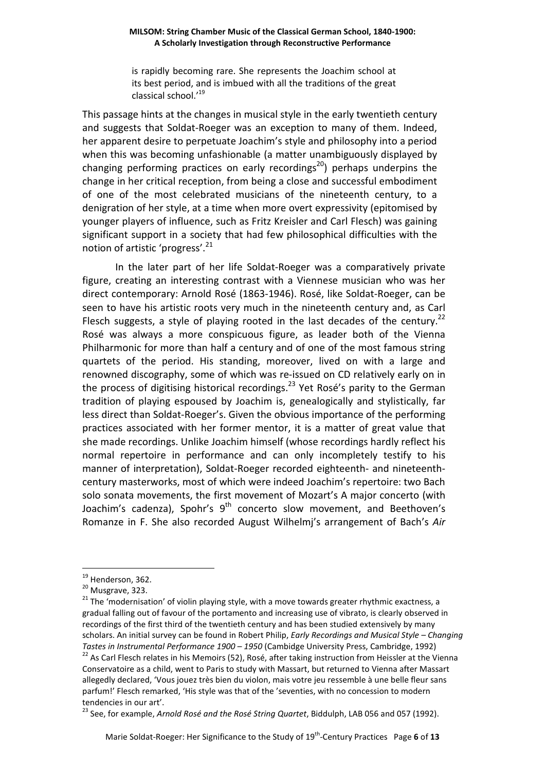> is rapidly becoming rare. She represents the Joachim school at its best period, and is imbued with all the traditions of the great classical school.'[19]

This passage hints at the changes in musical style in the early twentieth century and suggests that Soldat-Roeger was an exception to many of them. Indeed, her apparent desire to perpetuate Joachim's style and philosophy into a period when this was becoming unfashionable (a matter unambiguously displayed by changing performing practices on early recordings[20]) perhaps underpins the change in her critical reception, from being a close and successful embodiment of one of the most celebrated musicians of the nineteenth century, to a denigration of her style, at a time when more overt expressivity (epitomised by younger players of influence, such as Fritz Kreisler and Carl Flesch) was gaining significant support in a society that had few philosophical difficulties with the notion of artistic 'progress'.[21]

In the later part of her life Soldat-Roeger was a comparatively private figure, creating an interesting contrast with a Viennese musician who was her direct contemporary: Arnold Rosé (1863-1946). Rosé, like Soldat-Roeger, can be seen to have his artistic roots very much in the nineteenth century and, as Carl Flesch suggests, a style of playing rooted in the last decades of the century.[22] Rosé was always a more conspicuous figure, as leader both of the Vienna Philharmonic for more than half a century and of one of the most famous string quartets of the period. His standing, moreover, lived on with a large and renowned discography, some of which was re-issued on CD relatively early on in the process of digitising historical recordings.[23] Yet Rosé's parity to the German tradition of playing espoused by Joachim is, genealogically and stylistically, far less direct than Soldat-Roeger's. Given the obvious importance of the performing practices associated with her former mentor, it is a matter of great value that she made recordings. Unlike Joachim himself (whose recordings hardly reflect his normal repertoire in performance and can only incompletely testify to his manner of interpretation), Soldat-Roeger recorded eighteenth- and nineteenth-century masterworks, most of which were indeed Joachim's repertoire: two Bach solo sonata movements, the first movement of Mozart's A major concerto (with Joachim's cadenza), Spohr's 9th concerto slow movement, and Beethoven's Romanze in F. She also recorded August Wilhelmj's arrangement of Bach's *Air*

---

[19] Henderson, 362.

[20] Musgrave, 323.

[21] The 'modernisation' of violin playing style, with a move towards greater rhythmic exactness, a gradual falling out of favour of the portamento and increasing use of vibrato, is clearly observed in recordings of the first third of the twentieth century and has been studied extensively by many scholars. An initial survey can be found in Robert Philip, *Early Recordings and Musical Style – Changing Tastes in Instrumental Performance 1900 – 1950* (Cambridge University Press, Cambridge, 1992)

[22] As Carl Flesch relates in his Memoirs (52), Rosé, after taking instruction from Heissler at the Vienna Conservatoire as a child, went to Paris to study with Massart, but returned to Vienna after Massart allegedly declared, 'Vous jouez très bien du violon, mais votre jeu ressemble à une belle fleur sans parfum!' Flesch remarked, 'His style was that of the 'seventies, with no concession to modern tendencies in our art'.

[23] See, for example, *Arnold Rosé and the Rosé String Quartet*, Biddulph, LAB 056 and 057 (1992).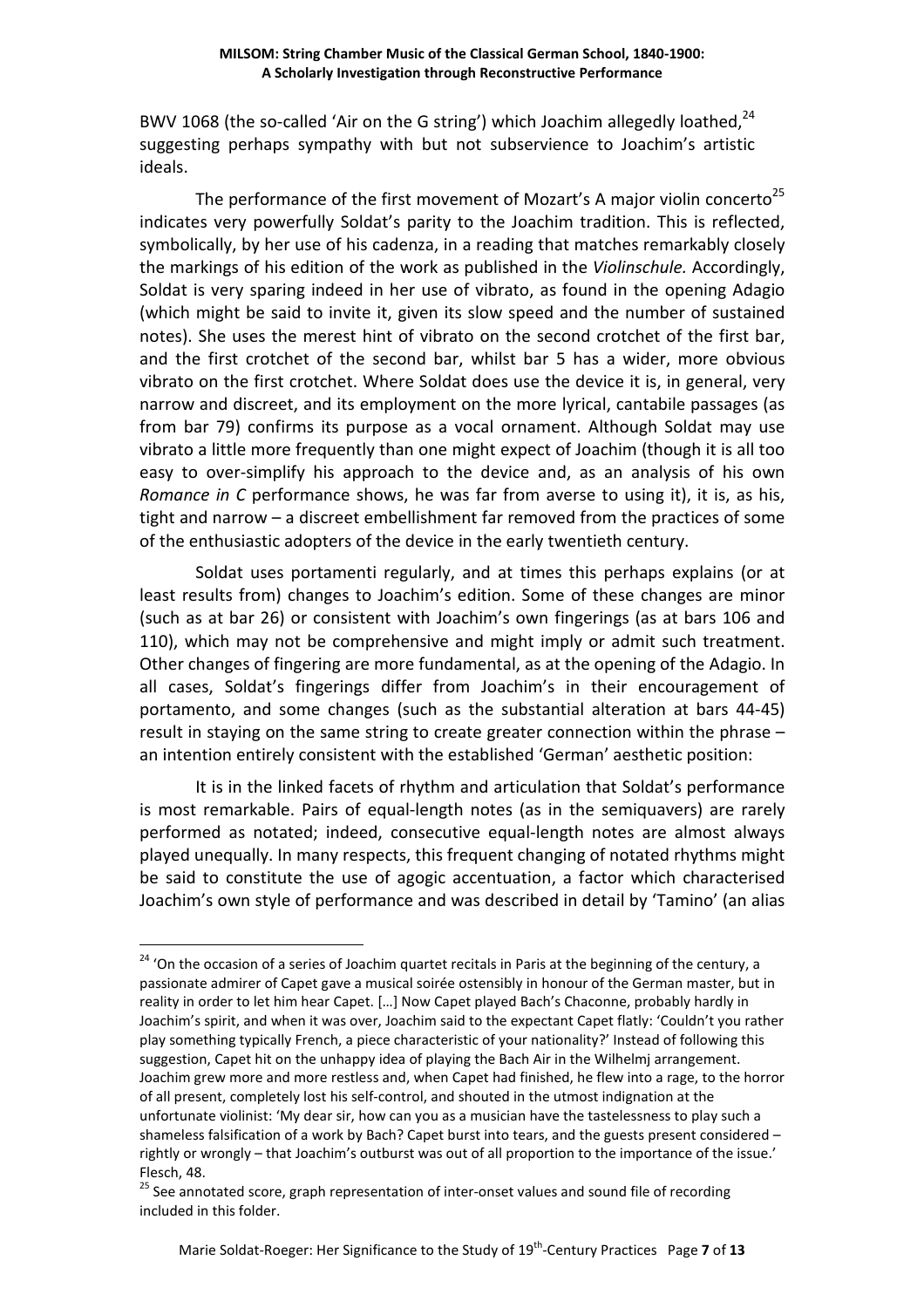BWV 1068 (the so-called 'Air on the G string') which Joachim allegedly loathed,[24] suggesting perhaps sympathy with but not subservience to Joachim's artistic ideals.

The performance of the first movement of Mozart's A major violin concerto[25] indicates very powerfully Soldat's parity to the Joachim tradition. This is reflected, symbolically, by her use of his cadenza, in a reading that matches remarkably closely the markings of his edition of the work as published in the *Violinschule.* Accordingly, Soldat is very sparing indeed in her use of vibrato, as found in the opening Adagio (which might be said to invite it, given its slow speed and the number of sustained notes). She uses the merest hint of vibrato on the second crotchet of the first bar, and the first crotchet of the second bar, whilst bar 5 has a wider, more obvious vibrato on the first crotchet. Where Soldat does use the device it is, in general, very narrow and discreet, and its employment on the more lyrical, cantabile passages (as from bar 79) confirms its purpose as a vocal ornament. Although Soldat may use vibrato a little more frequently than one might expect of Joachim (though it is all too easy to over-simplify his approach to the device and, as an analysis of his own *Romance in C* performance shows, he was far from averse to using it), it is, as his, tight and narrow – a discreet embellishment far removed from the practices of some of the enthusiastic adopters of the device in the early twentieth century.

Soldat uses portamenti regularly, and at times this perhaps explains (or at least results from) changes to Joachim's edition. Some of these changes are minor (such as at bar 26) or consistent with Joachim's own fingerings (as at bars 106 and 110), which may not be comprehensive and might imply or admit such treatment. Other changes of fingering are more fundamental, as at the opening of the Adagio. In all cases, Soldat's fingerings differ from Joachim's in their encouragement of portamento, and some changes (such as the substantial alteration at bars 44-45) result in staying on the same string to create greater connection within the phrase – an intention entirely consistent with the established 'German' aesthetic position:

It is in the linked facets of rhythm and articulation that Soldat's performance is most remarkable. Pairs of equal-length notes (as in the semiquavers) are rarely performed as notated; indeed, consecutive equal-length notes are almost always played unequally. In many respects, this frequent changing of notated rhythms might be said to constitute the use of agogic accentuation, a factor which characterised Joachim's own style of performance and was described in detail by 'Tamino' (an alias

---

[24] 'On the occasion of a series of Joachim quartet recitals in Paris at the beginning of the century, a passionate admirer of Capet gave a musical soirée ostensibly in honour of the German master, but in reality in order to let him hear Capet. […] Now Capet played Bach's Chaconne, probably hardly in Joachim's spirit, and when it was over, Joachim said to the expectant Capet flatly: 'Couldn't you rather play something typically French, a piece characteristic of your nationality?' Instead of following this suggestion, Capet hit on the unhappy idea of playing the Bach Air in the Wilhelmj arrangement. Joachim grew more and more restless and, when Capet had finished, he flew into a rage, to the horror of all present, completely lost his self-control, and shouted in the utmost indignation at the unfortunate violinist: 'My dear sir, how can you as a musician have the tastelessness to play such a shameless falsification of a work by Bach? Capet burst into tears, and the guests present considered – rightly or wrongly – that Joachim's outburst was out of all proportion to the importance of the issue.' Flesch, 48.

[25] See annotated score, graph representation of inter-onset values and sound file of recording included in this folder.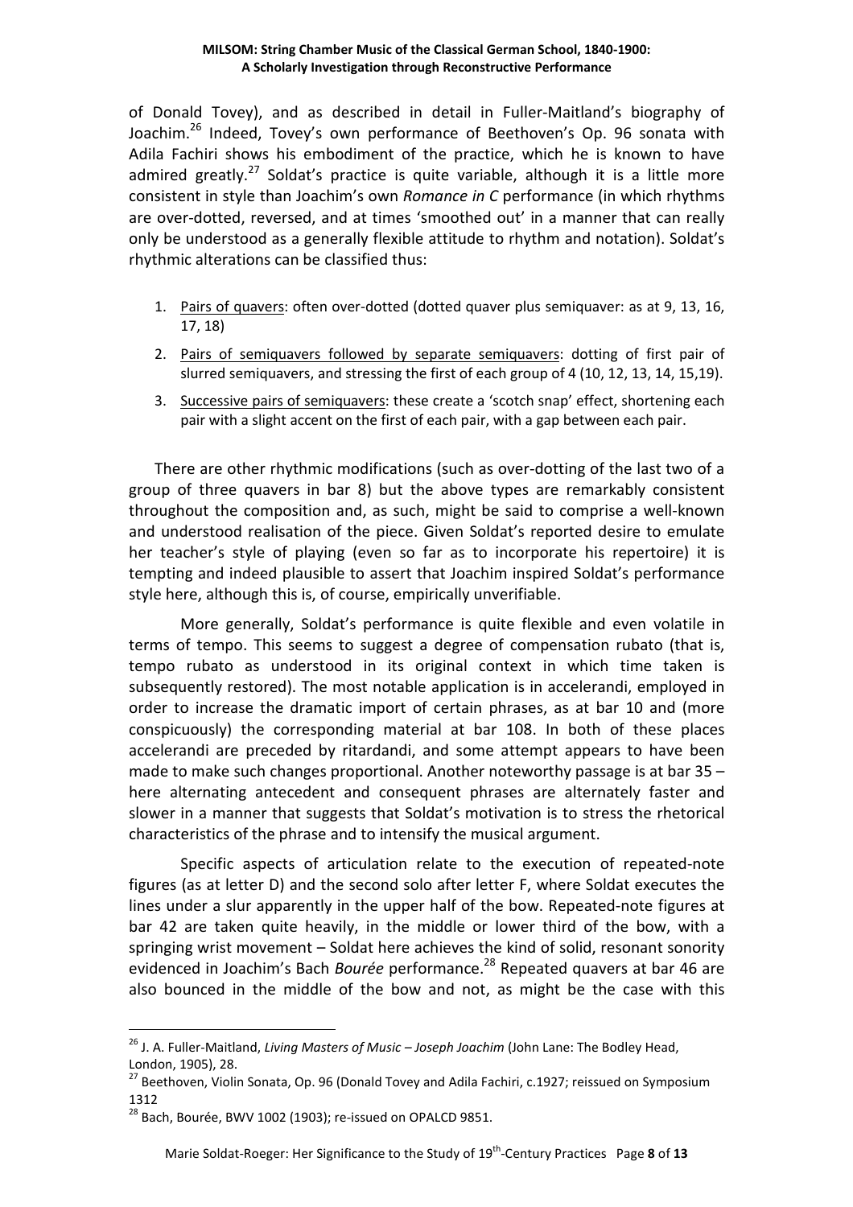of Donald Tovey), and as described in detail in Fuller-Maitland's biography of Joachim.[26] Indeed, Tovey's own performance of Beethoven's Op. 96 sonata with Adila Fachiri shows his embodiment of the practice, which he is known to have admired greatly.[27] Soldat's practice is quite variable, although it is a little more consistent in style than Joachim's own *Romance in C* performance (in which rhythms are over-dotted, reversed, and at times 'smoothed out' in a manner that can really only be understood as a generally flexible attitude to rhythm and notation). Soldat's rhythmic alterations can be classified thus:

1. Pairs of quavers: often over-dotted (dotted quaver plus semiquaver: as at 9, 13, 16, 17, 18)
2. Pairs of semiquavers followed by separate semiquavers: dotting of first pair of slurred semiquavers, and stressing the first of each group of 4 (10, 12, 13, 14, 15,19).
3. Successive pairs of semiquavers: these create a 'scotch snap' effect, shortening each pair with a slight accent on the first of each pair, with a gap between each pair.

There are other rhythmic modifications (such as over-dotting of the last two of a group of three quavers in bar 8) but the above types are remarkably consistent throughout the composition and, as such, might be said to comprise a well-known and understood realisation of the piece. Given Soldat's reported desire to emulate her teacher's style of playing (even so far as to incorporate his repertoire) it is tempting and indeed plausible to assert that Joachim inspired Soldat's performance style here, although this is, of course, empirically unverifiable.

More generally, Soldat's performance is quite flexible and even volatile in terms of tempo. This seems to suggest a degree of compensation rubato (that is, tempo rubato as understood in its original context in which time taken is subsequently restored). The most notable application is in accelerandi, employed in order to increase the dramatic import of certain phrases, as at bar 10 and (more conspicuously) the corresponding material at bar 108. In both of these places accelerandi are preceded by ritardandi, and some attempt appears to have been made to make such changes proportional. Another noteworthy passage is at bar 35 – here alternating antecedent and consequent phrases are alternately faster and slower in a manner that suggests that Soldat's motivation is to stress the rhetorical characteristics of the phrase and to intensify the musical argument.

Specific aspects of articulation relate to the execution of repeated-note figures (as at letter D) and the second solo after letter F, where Soldat executes the lines under a slur apparently in the upper half of the bow. Repeated-note figures at bar 42 are taken quite heavily, in the middle or lower third of the bow, with a springing wrist movement – Soldat here achieves the kind of solid, resonant sonority evidenced in Joachim's Bach *Bourée* performance.[28] Repeated quavers at bar 46 are also bounced in the middle of the bow and not, as might be the case with this

---

[26] J. A. Fuller-Maitland, *Living Masters of Music – Joseph Joachim* (John Lane: The Bodley Head, London, 1905), 28.

[27] Beethoven, Violin Sonata, Op. 96 (Donald Tovey and Adila Fachiri, c.1927; reissued on Symposium 1312

[28] Bach, Bourée, BWV 1002 (1903); re-issued on OPALCD 9851.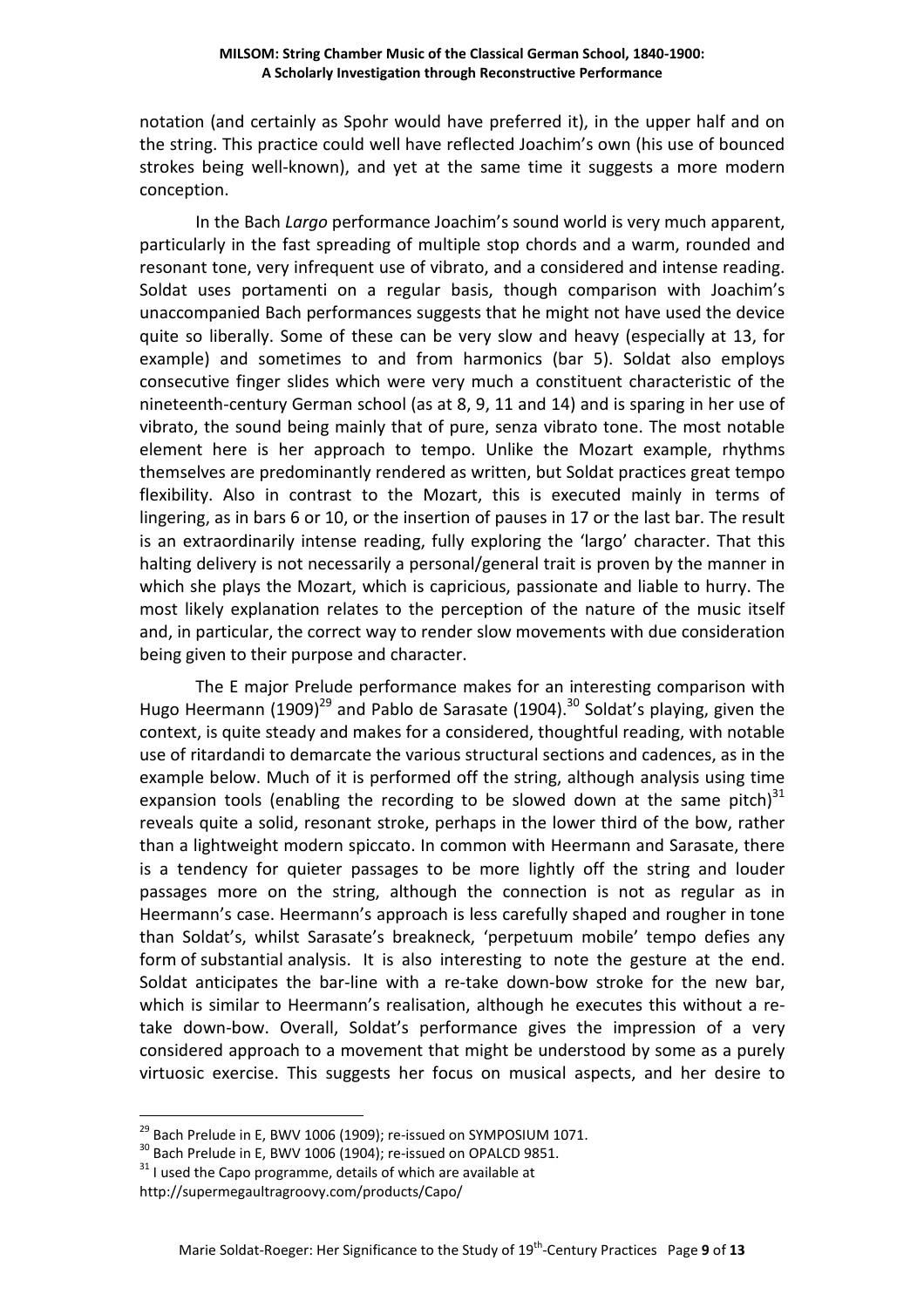notation (and certainly as Spohr would have preferred it), in the upper half and on the string. This practice could well have reflected Joachim's own (his use of bounced strokes being well-known), and yet at the same time it suggests a more modern conception.

In the Bach *Largo* performance Joachim's sound world is very much apparent, particularly in the fast spreading of multiple stop chords and a warm, rounded and resonant tone, very infrequent use of vibrato, and a considered and intense reading. Soldat uses portamenti on a regular basis, though comparison with Joachim's unaccompanied Bach performances suggests that he might not have used the device quite so liberally. Some of these can be very slow and heavy (especially at 13, for example) and sometimes to and from harmonics (bar 5). Soldat also employs consecutive finger slides which were very much a constituent characteristic of the nineteenth-century German school (as at 8, 9, 11 and 14) and is sparing in her use of vibrato, the sound being mainly that of pure, senza vibrato tone. The most notable element here is her approach to tempo. Unlike the Mozart example, rhythms themselves are predominantly rendered as written, but Soldat practices great tempo flexibility. Also in contrast to the Mozart, this is executed mainly in terms of lingering, as in bars 6 or 10, or the insertion of pauses in 17 or the last bar. The result is an extraordinarily intense reading, fully exploring the 'largo' character. That this halting delivery is not necessarily a personal/general trait is proven by the manner in which she plays the Mozart, which is capricious, passionate and liable to hurry. The most likely explanation relates to the perception of the nature of the music itself and, in particular, the correct way to render slow movements with due consideration being given to their purpose and character.

The E major Prelude performance makes for an interesting comparison with Hugo Heermann (1909)[29] and Pablo de Sarasate (1904).[30] Soldat's playing, given the context, is quite steady and makes for a considered, thoughtful reading, with notable use of ritardandi to demarcate the various structural sections and cadences, as in the example below. Much of it is performed off the string, although analysis using time expansion tools (enabling the recording to be slowed down at the same pitch)[31] reveals quite a solid, resonant stroke, perhaps in the lower third of the bow, rather than a lightweight modern spiccato. In common with Heermann and Sarasate, there is a tendency for quieter passages to be more lightly off the string and louder passages more on the string, although the connection is not as regular as in Heermann's case. Heermann's approach is less carefully shaped and rougher in tone than Soldat's, whilst Sarasate's breakneck, 'perpetuum mobile' tempo defies any form of substantial analysis. It is also interesting to note the gesture at the end. Soldat anticipates the bar-line with a re-take down-bow stroke for the new bar, which is similar to Heermann's realisation, although he executes this without a re-take down-bow. Overall, Soldat's performance gives the impression of a very considered approach to a movement that might be understood by some as a purely virtuosic exercise. This suggests her focus on musical aspects, and her desire to

---

[29] Bach Prelude in E, BWV 1006 (1909); re-issued on SYMPOSIUM 1071.

[30] Bach Prelude in E, BWV 1006 (1904); re-issued on OPALCD 9851.

[31] I used the Capo programme, details of which are available at http://supermegaultragroovy.com/products/Capo/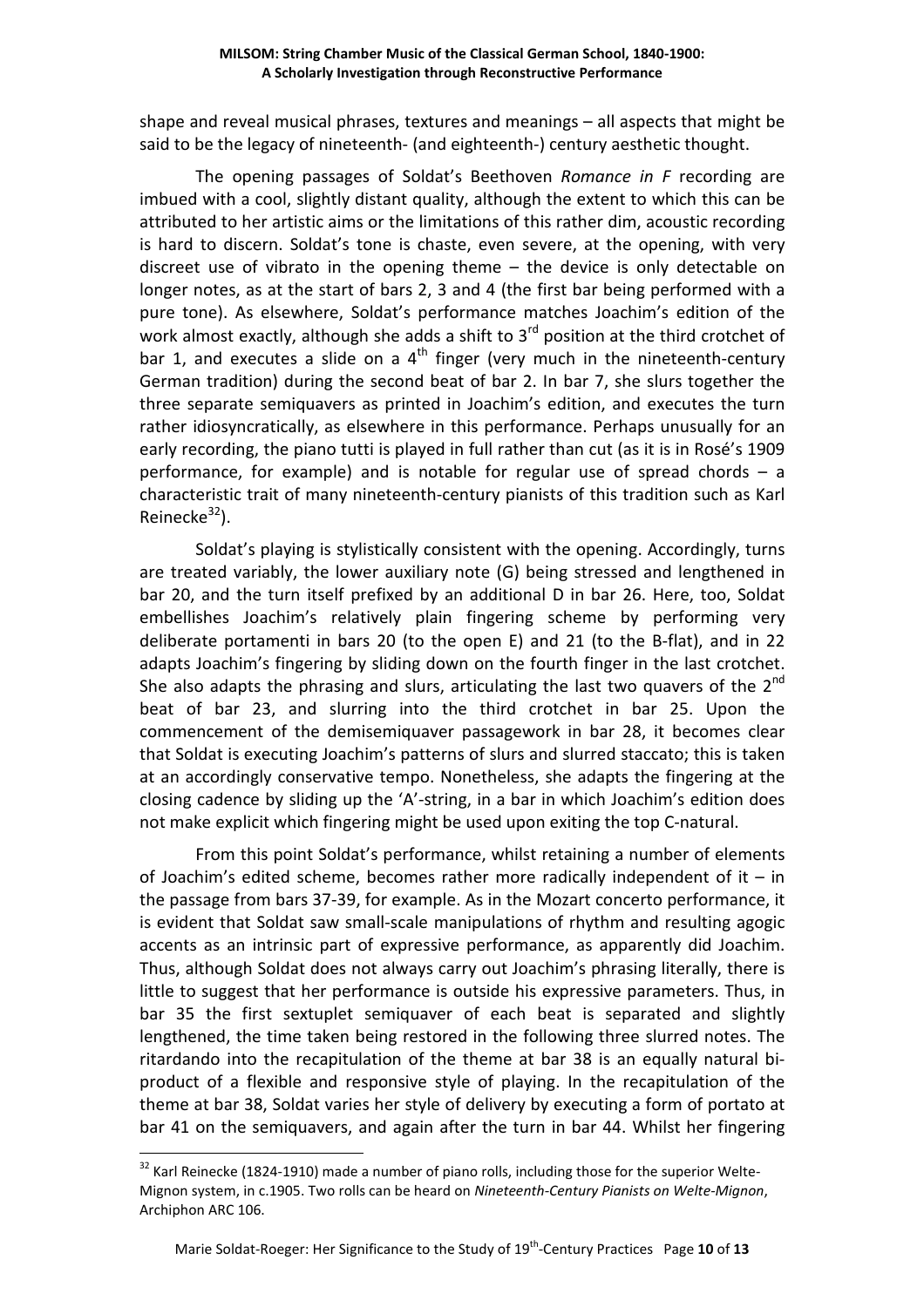shape and reveal musical phrases, textures and meanings – all aspects that might be said to be the legacy of nineteenth- (and eighteenth-) century aesthetic thought.

The opening passages of Soldat's Beethoven *Romance in F* recording are imbued with a cool, slightly distant quality, although the extent to which this can be attributed to her artistic aims or the limitations of this rather dim, acoustic recording is hard to discern. Soldat's tone is chaste, even severe, at the opening, with very discreet use of vibrato in the opening theme – the device is only detectable on longer notes, as at the start of bars 2, 3 and 4 (the first bar being performed with a pure tone). As elsewhere, Soldat's performance matches Joachim's edition of the work almost exactly, although she adds a shift to 3rd position at the third crotchet of bar 1, and executes a slide on a 4th finger (very much in the nineteenth-century German tradition) during the second beat of bar 2. In bar 7, she slurs together the three separate semiquavers as printed in Joachim's edition, and executes the turn rather idiosyncratically, as elsewhere in this performance. Perhaps unusually for an early recording, the piano tutti is played in full rather than cut (as it is in Rosé's 1909 performance, for example) and is notable for regular use of spread chords – a characteristic trait of many nineteenth-century pianists of this tradition such as Karl Reinecke[32]).

Soldat's playing is stylistically consistent with the opening. Accordingly, turns are treated variably, the lower auxiliary note (G) being stressed and lengthened in bar 20, and the turn itself prefixed by an additional D in bar 26. Here, too, Soldat embellishes Joachim's relatively plain fingering scheme by performing very deliberate portamenti in bars 20 (to the open E) and 21 (to the B-flat), and in 22 adapts Joachim's fingering by sliding down on the fourth finger in the last crotchet. She also adapts the phrasing and slurs, articulating the last two quavers of the 2nd beat of bar 23, and slurring into the third crotchet in bar 25. Upon the commencement of the demisemiquaver passagework in bar 28, it becomes clear that Soldat is executing Joachim's patterns of slurs and slurred staccato; this is taken at an accordingly conservative tempo. Nonetheless, she adapts the fingering at the closing cadence by sliding up the 'A'-string, in a bar in which Joachim's edition does not make explicit which fingering might be used upon exiting the top C-natural.

From this point Soldat's performance, whilst retaining a number of elements of Joachim's edited scheme, becomes rather more radically independent of it – in the passage from bars 37-39, for example. As in the Mozart concerto performance, it is evident that Soldat saw small-scale manipulations of rhythm and resulting agogic accents as an intrinsic part of expressive performance, as apparently did Joachim. Thus, although Soldat does not always carry out Joachim's phrasing literally, there is little to suggest that her performance is outside his expressive parameters. Thus, in bar 35 the first sextuplet semiquaver of each beat is separated and slightly lengthened, the time taken being restored in the following three slurred notes. The ritardando into the recapitulation of the theme at bar 38 is an equally natural bi-product of a flexible and responsive style of playing. In the recapitulation of the theme at bar 38, Soldat varies her style of delivery by executing a form of portato at bar 41 on the semiquavers, and again after the turn in bar 44. Whilst her fingering

---

[32] Karl Reinecke (1824-1910) made a number of piano rolls, including those for the superior Welte-Mignon system, in c.1905. Two rolls can be heard on *Nineteenth-Century Pianists on Welte-Mignon*, Archiphon ARC 106.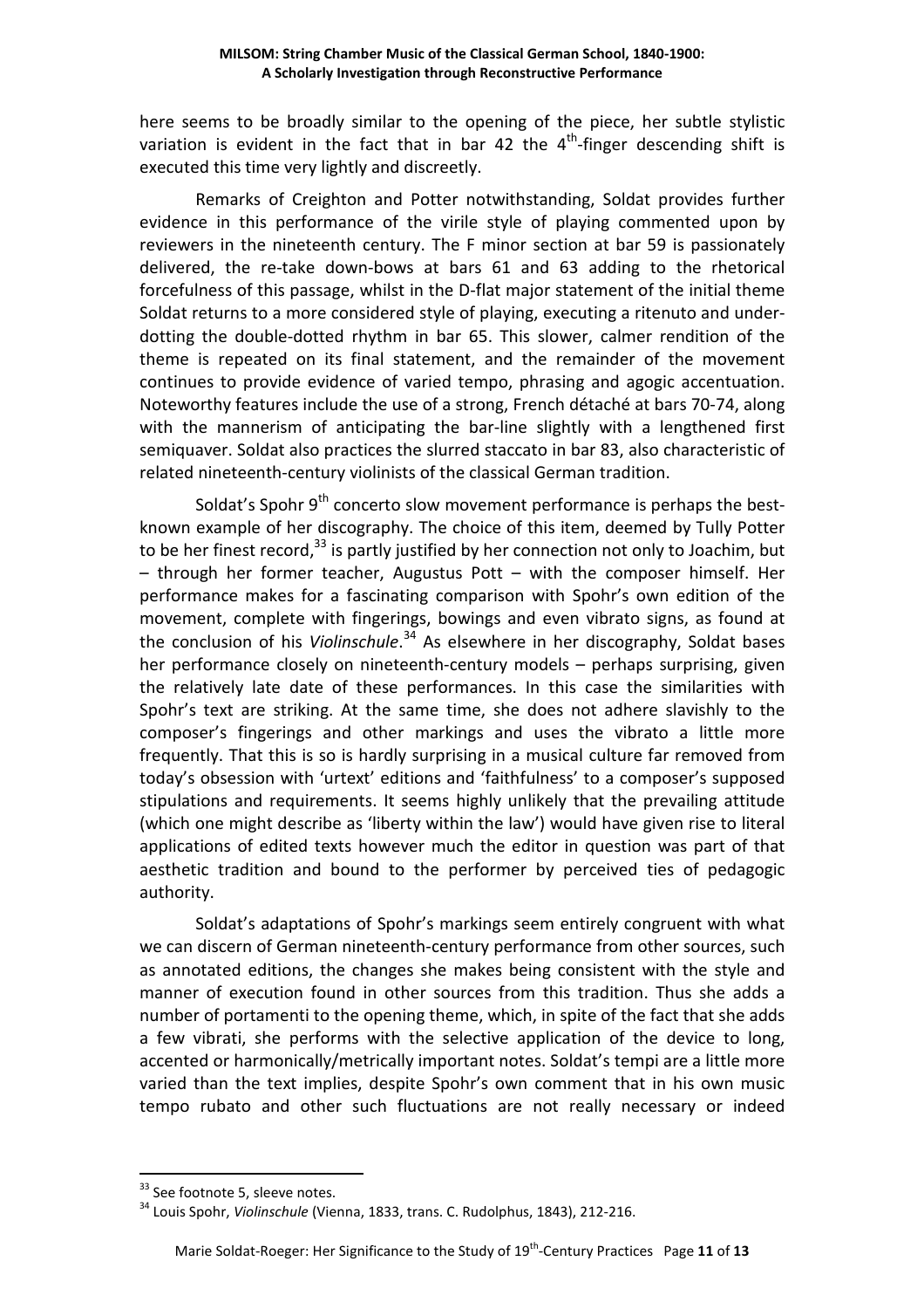here seems to be broadly similar to the opening of the piece, her subtle stylistic variation is evident in the fact that in bar 42 the 4th-finger descending shift is executed this time very lightly and discreetly.

Remarks of Creighton and Potter notwithstanding, Soldat provides further evidence in this performance of the virile style of playing commented upon by reviewers in the nineteenth century. The F minor section at bar 59 is passionately delivered, the re-take down-bows at bars 61 and 63 adding to the rhetorical forcefulness of this passage, whilst in the D-flat major statement of the initial theme Soldat returns to a more considered style of playing, executing a ritenuto and under-dotting the double-dotted rhythm in bar 65. This slower, calmer rendition of the theme is repeated on its final statement, and the remainder of the movement continues to provide evidence of varied tempo, phrasing and agogic accentuation. Noteworthy features include the use of a strong, French détaché at bars 70-74, along with the mannerism of anticipating the bar-line slightly with a lengthened first semiquaver. Soldat also practices the slurred staccato in bar 83, also characteristic of related nineteenth-century violinists of the classical German tradition.

Soldat's Spohr 9th concerto slow movement performance is perhaps the best-known example of her discography. The choice of this item, deemed by Tully Potter to be her finest record,[33] is partly justified by her connection not only to Joachim, but – through her former teacher, Augustus Pott – with the composer himself. Her performance makes for a fascinating comparison with Spohr's own edition of the movement, complete with fingerings, bowings and even vibrato signs, as found at the conclusion of his *Violinschule*.[34] As elsewhere in her discography, Soldat bases her performance closely on nineteenth-century models – perhaps surprising, given the relatively late date of these performances. In this case the similarities with Spohr's text are striking. At the same time, she does not adhere slavishly to the composer's fingerings and other markings and uses the vibrato a little more frequently. That this is so is hardly surprising in a musical culture far removed from today's obsession with 'urtext' editions and 'faithfulness' to a composer's supposed stipulations and requirements. It seems highly unlikely that the prevailing attitude (which one might describe as 'liberty within the law') would have given rise to literal applications of edited texts however much the editor in question was part of that aesthetic tradition and bound to the performer by perceived ties of pedagogic authority.

Soldat's adaptations of Spohr's markings seem entirely congruent with what we can discern of German nineteenth-century performance from other sources, such as annotated editions, the changes she makes being consistent with the style and manner of execution found in other sources from this tradition. Thus she adds a number of portamenti to the opening theme, which, in spite of the fact that she adds a few vibrati, she performs with the selective application of the device to long, accented or harmonically/metrically important notes. Soldat's tempi are a little more varied than the text implies, despite Spohr's own comment that in his own music tempo rubato and other such fluctuations are not really necessary or indeed

---

[33] See footnote 5, sleeve notes.

[34] Louis Spohr, *Violinschule* (Vienna, 1833, trans. C. Rudolphus, 1843), 212-216.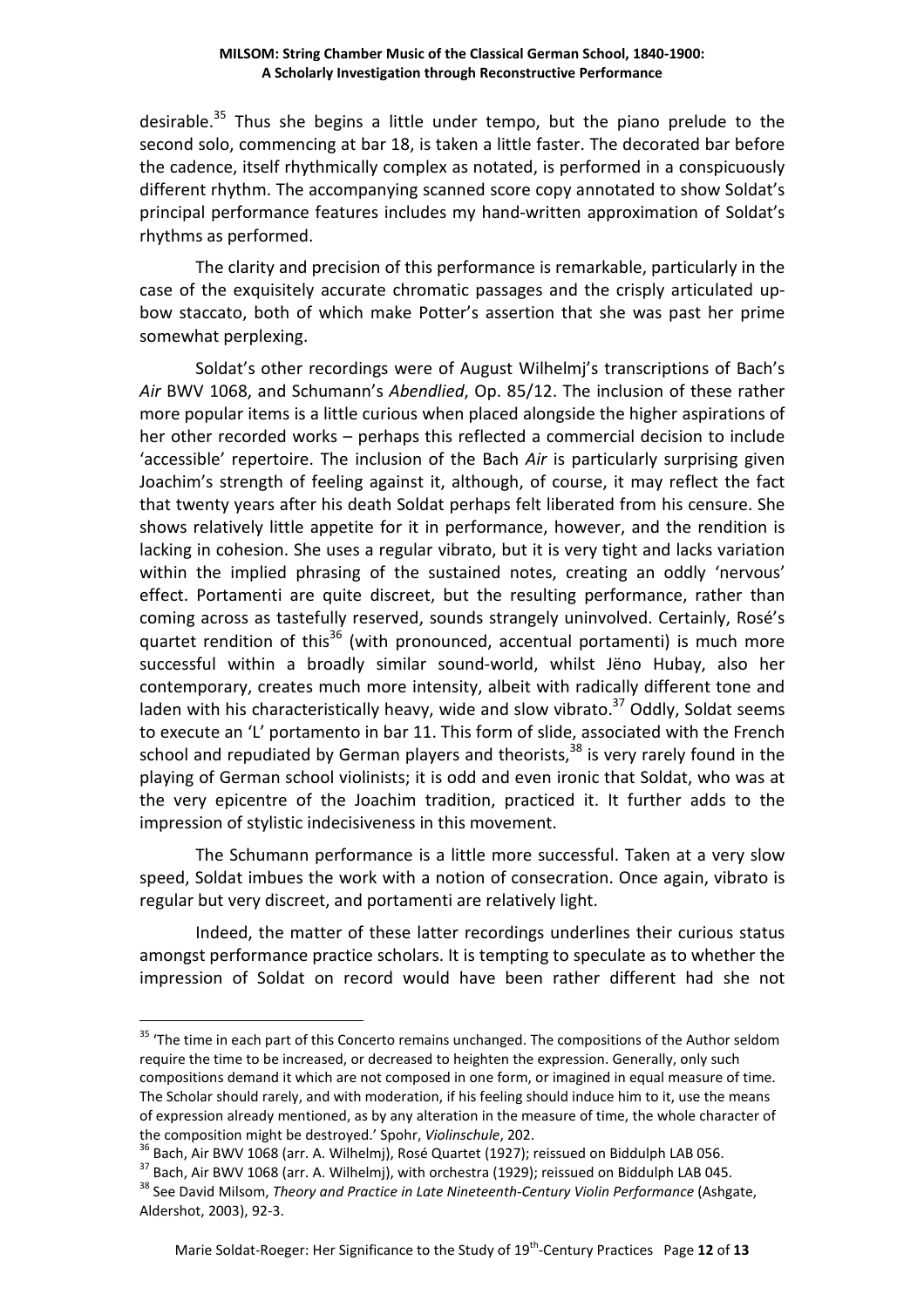desirable.[35] Thus she begins a little under tempo, but the piano prelude to the second solo, commencing at bar 18, is taken a little faster. The decorated bar before the cadence, itself rhythmically complex as notated, is performed in a conspicuously different rhythm. The accompanying scanned score copy annotated to show Soldat's principal performance features includes my hand-written approximation of Soldat's rhythms as performed.

The clarity and precision of this performance is remarkable, particularly in the case of the exquisitely accurate chromatic passages and the crisply articulated up-bow staccato, both of which make Potter's assertion that she was past her prime somewhat perplexing.

Soldat's other recordings were of August Wilhelmj's transcriptions of Bach's *Air* BWV 1068, and Schumann's *Abendlied*, Op. 85/12. The inclusion of these rather more popular items is a little curious when placed alongside the higher aspirations of her other recorded works – perhaps this reflected a commercial decision to include 'accessible' repertoire. The inclusion of the Bach *Air* is particularly surprising given Joachim's strength of feeling against it, although, of course, it may reflect the fact that twenty years after his death Soldat perhaps felt liberated from his censure. She shows relatively little appetite for it in performance, however, and the rendition is lacking in cohesion. She uses a regular vibrato, but it is very tight and lacks variation within the implied phrasing of the sustained notes, creating an oddly 'nervous' effect. Portamenti are quite discreet, but the resulting performance, rather than coming across as tastefully reserved, sounds strangely uninvolved. Certainly, Rosé's quartet rendition of this[36] (with pronounced, accentual portamenti) is much more successful within a broadly similar sound-world, whilst Jëno Hubay, also her contemporary, creates much more intensity, albeit with radically different tone and laden with his characteristically heavy, wide and slow vibrato.[37] Oddly, Soldat seems to execute an 'L' portamento in bar 11. This form of slide, associated with the French school and repudiated by German players and theorists,[38] is very rarely found in the playing of German school violinists; it is odd and even ironic that Soldat, who was at the very epicentre of the Joachim tradition, practiced it. It further adds to the impression of stylistic indecisiveness in this movement.

The Schumann performance is a little more successful. Taken at a very slow speed, Soldat imbues the work with a notion of consecration. Once again, vibrato is regular but very discreet, and portamenti are relatively light.

Indeed, the matter of these latter recordings underlines their curious status amongst performance practice scholars. It is tempting to speculate as to whether the impression of Soldat on record would have been rather different had she not

---

[35] 'The time in each part of this Concerto remains unchanged. The compositions of the Author seldom require the time to be increased, or decreased to heighten the expression. Generally, only such compositions demand it which are not composed in one form, or imagined in equal measure of time. The Scholar should rarely, and with moderation, if his feeling should induce him to it, use the means of expression already mentioned, as by any alteration in the measure of time, the whole character of the composition might be destroyed.' Spohr, *Violinschule*, 202.

[36] Bach, Air BWV 1068 (arr. A. Wilhelmj), Rosé Quartet (1927); reissued on Biddulph LAB 056.

[37] Bach, Air BWV 1068 (arr. A. Wilhelmj), with orchestra (1929); reissued on Biddulph LAB 045.

[38] See David Milsom, *Theory and Practice in Late Nineteenth-Century Violin Performance* (Ashgate, Aldershot, 2003), 92-3.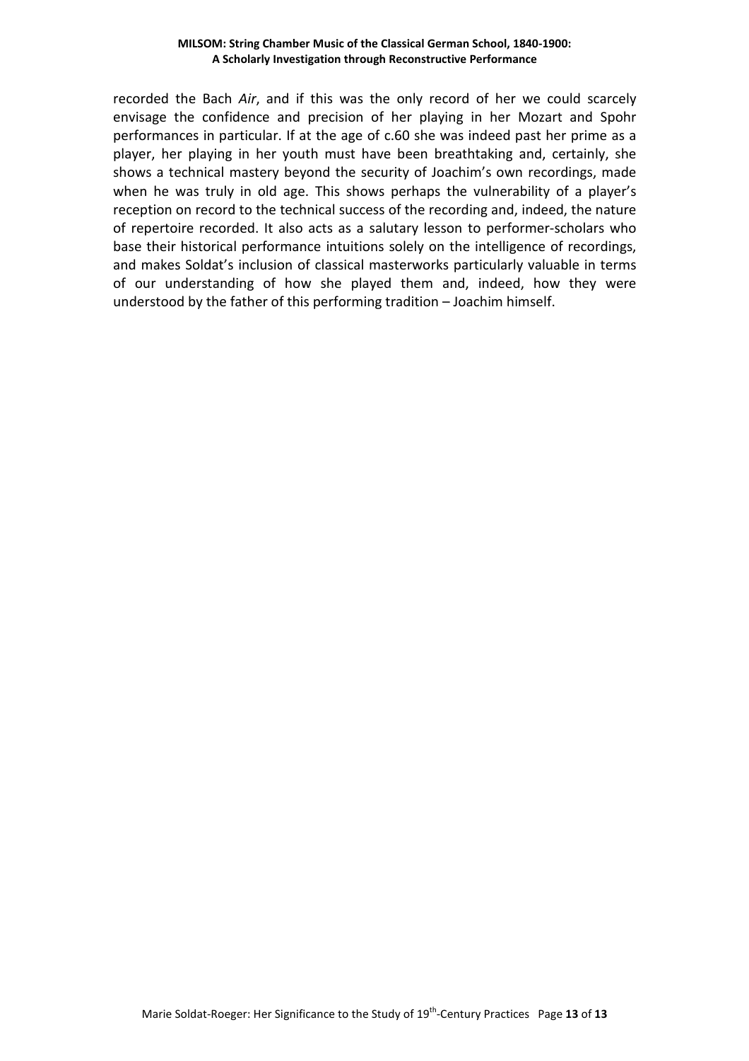recorded the Bach *Air*, and if this was the only record of her we could scarcely envisage the confidence and precision of her playing in her Mozart and Spohr performances in particular. If at the age of c.60 she was indeed past her prime as a player, her playing in her youth must have been breathtaking and, certainly, she shows a technical mastery beyond the security of Joachim's own recordings, made when he was truly in old age. This shows perhaps the vulnerability of a player's reception on record to the technical success of the recording and, indeed, the nature of repertoire recorded. It also acts as a salutary lesson to performer-scholars who base their historical performance intuitions solely on the intelligence of recordings, and makes Soldat's inclusion of classical masterworks particularly valuable in terms of our understanding of how she played them and, indeed, how they were understood by the father of this performing tradition – Joachim himself.